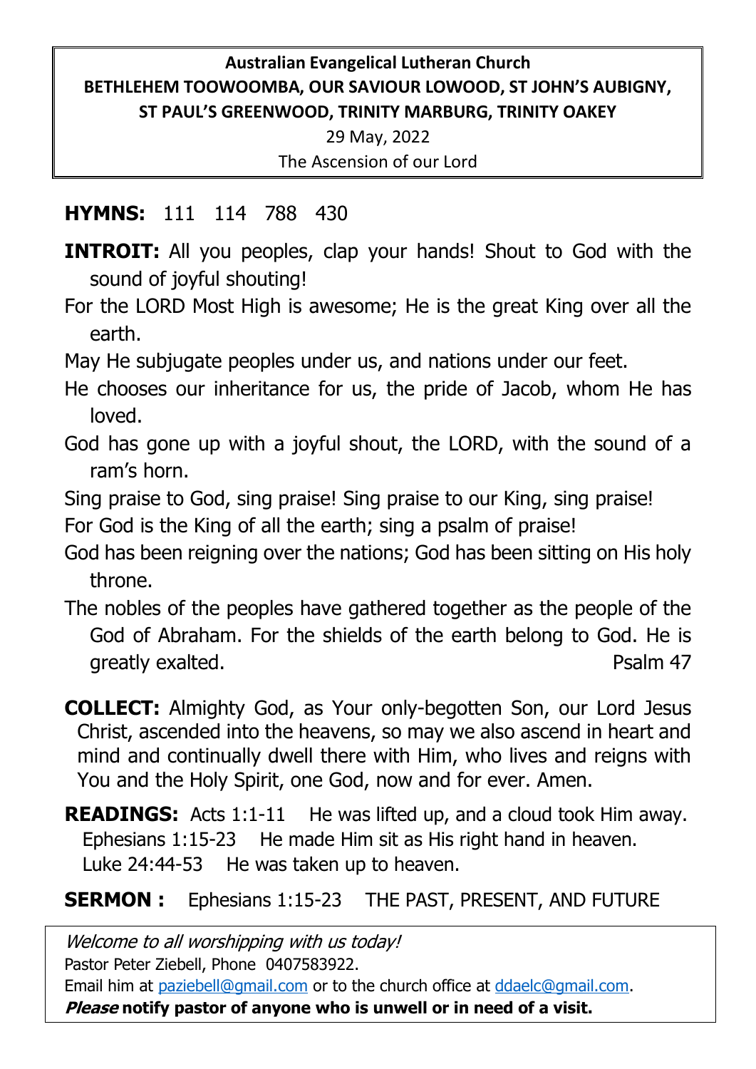**Australian Evangelical Lutheran Church**
**BETHLEHEM TOOWOOMBA, OUR SAVIOUR LOWOOD, ST JOHN'S AUBIGNY, ST PAUL'S GREENWOOD, TRINITY MARBURG, TRINITY OAKEY**

29 May, 2022

The Ascension of our Lord

**HYMNS:** 111 114 788 430

**INTROIT:** All you peoples, clap your hands! Shout to God with the sound of joyful shouting!

For the LORD Most High is awesome; He is the great King over all the earth.

May He subjugate peoples under us, and nations under our feet.

He chooses our inheritance for us, the pride of Jacob, whom He has loved.

God has gone up with a joyful shout, the LORD, with the sound of a ram's horn.

Sing praise to God, sing praise! Sing praise to our King, sing praise!

For God is the King of all the earth; sing a psalm of praise!

God has been reigning over the nations; God has been sitting on His holy throne.

The nobles of the peoples have gathered together as the people of the God of Abraham. For the shields of the earth belong to God. He is greatly exalted. Psalm 47

**COLLECT:** Almighty God, as Your only-begotten Son, our Lord Jesus Christ, ascended into the heavens, so may we also ascend in heart and mind and continually dwell there with Him, who lives and reigns with You and the Holy Spirit, one God, now and for ever. Amen.

**READINGS:** Acts 1:1-11 He was lifted up, and a cloud took Him away.
Ephesians 1:15-23 He made Him sit as His right hand in heaven.
Luke 24:44-53 He was taken up to heaven.

**SERMON :** Ephesians 1:15-23 THE PAST, PRESENT, AND FUTURE

*Welcome to all worshipping with us today!*
Pastor Peter Ziebell, Phone 0407583922.
Email him at paziebell@gmail.com or to the church office at ddaelc@gmail.com.
***Please*** **notify pastor of anyone who is unwell or in need of a visit.**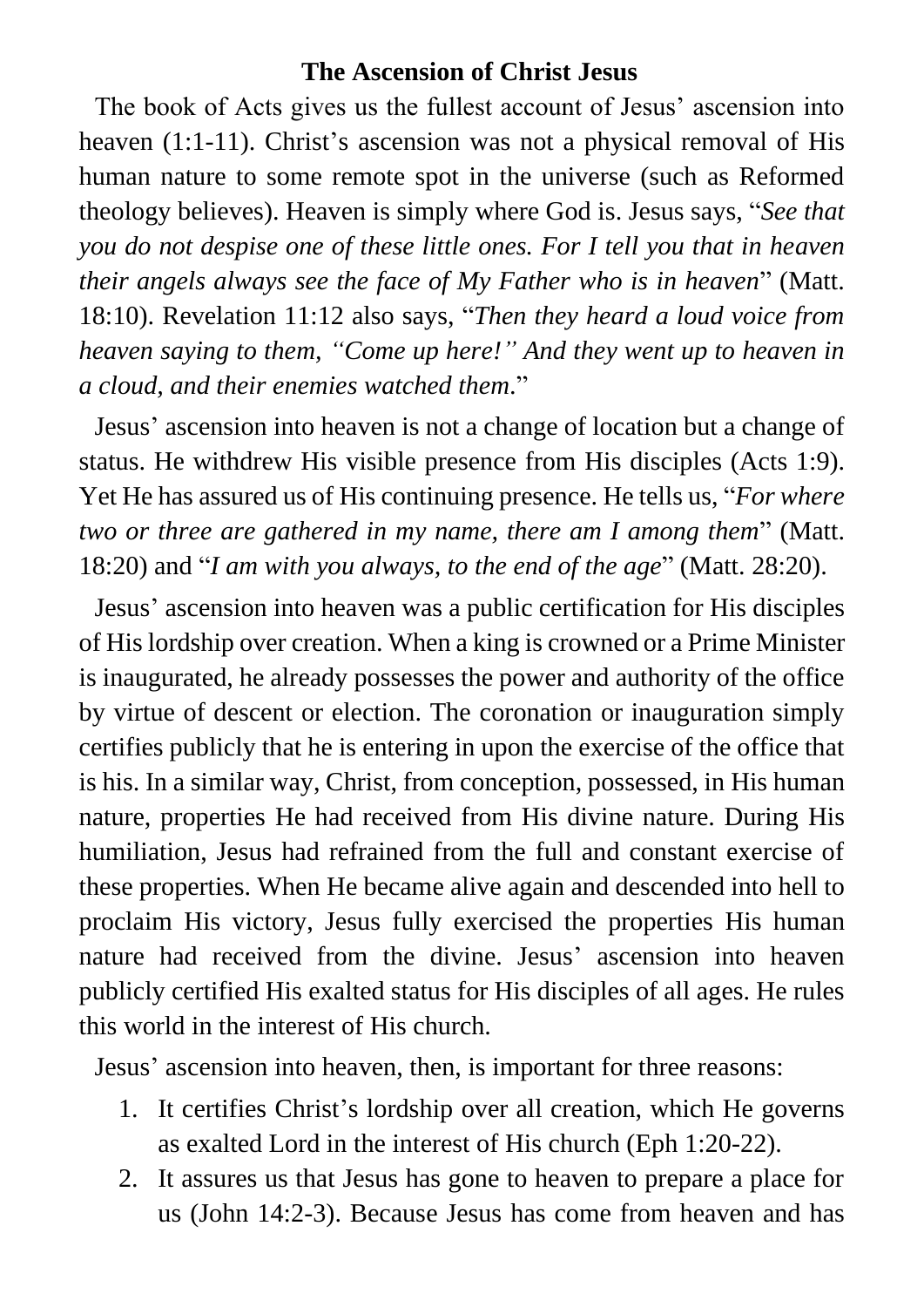## The Ascension of Christ Jesus

The book of Acts gives us the fullest account of Jesus' ascension into heaven (1:1-11). Christ's ascension was not a physical removal of His human nature to some remote spot in the universe (such as Reformed theology believes). Heaven is simply where God is. Jesus says, "*See that you do not despise one of these little ones. For I tell you that in heaven their angels always see the face of My Father who is in heaven*" (Matt. 18:10). Revelation 11:12 also says, "*Then they heard a loud voice from heaven saying to them, "Come up here!" And they went up to heaven in a cloud, and their enemies watched them*."

Jesus' ascension into heaven is not a change of location but a change of status. He withdrew His visible presence from His disciples (Acts 1:9). Yet He has assured us of His continuing presence. He tells us, "*For where two or three are gathered in my name, there am I among them*" (Matt. 18:20) and "*I am with you always, to the end of the age*" (Matt. 28:20).

Jesus' ascension into heaven was a public certification for His disciples of His lordship over creation. When a king is crowned or a Prime Minister is inaugurated, he already possesses the power and authority of the office by virtue of descent or election. The coronation or inauguration simply certifies publicly that he is entering in upon the exercise of the office that is his. In a similar way, Christ, from conception, possessed, in His human nature, properties He had received from His divine nature. During His humiliation, Jesus had refrained from the full and constant exercise of these properties. When He became alive again and descended into hell to proclaim His victory, Jesus fully exercised the properties His human nature had received from the divine. Jesus' ascension into heaven publicly certified His exalted status for His disciples of all ages. He rules this world in the interest of His church.

Jesus' ascension into heaven, then, is important for three reasons:

1. It certifies Christ's lordship over all creation, which He governs as exalted Lord in the interest of His church (Eph 1:20-22).
2. It assures us that Jesus has gone to heaven to prepare a place for us (John 14:2-3). Because Jesus has come from heaven and has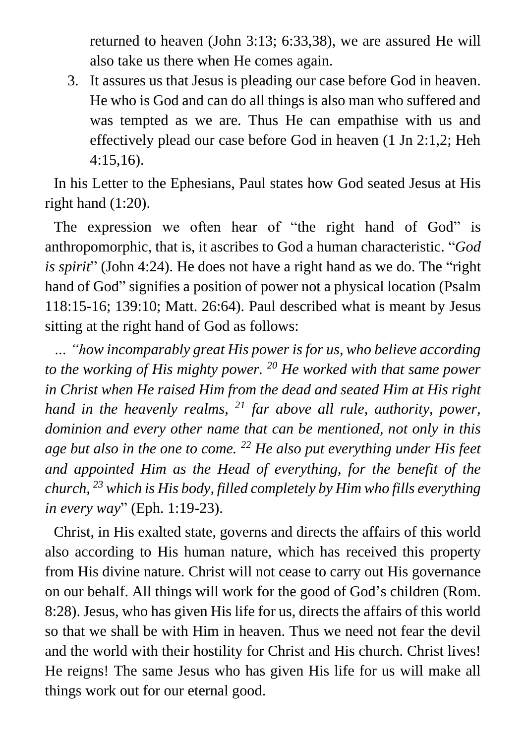returned to heaven (John 3:13; 6:33,38), we are assured He will also take us there when He comes again.

3. It assures us that Jesus is pleading our case before God in heaven. He who is God and can do all things is also man who suffered and was tempted as we are. Thus He can empathise with us and effectively plead our case before God in heaven (1 Jn 2:1,2; Heh 4:15,16).

In his Letter to the Ephesians, Paul states how God seated Jesus at His right hand (1:20).

The expression we often hear of "the right hand of God" is anthropomorphic, that is, it ascribes to God a human characteristic. "*God is spirit*" (John 4:24). He does not have a right hand as we do. The "right hand of God" signifies a position of power not a physical location (Psalm 118:15-16; 139:10; Matt. 26:64). Paul described what is meant by Jesus sitting at the right hand of God as follows:

*… "how incomparably great His power is for us, who believe according to the working of His mighty power. [20] He worked with that same power in Christ when He raised Him from the dead and seated Him at His right hand in the heavenly realms, [21] far above all rule, authority, power, dominion and every other name that can be mentioned, not only in this age but also in the one to come. [22] He also put everything under His feet and appointed Him as the Head of everything, for the benefit of the church, [23] which is His body, filled completely by Him who fills everything in every way*" (Eph. 1:19-23).

Christ, in His exalted state, governs and directs the affairs of this world also according to His human nature, which has received this property from His divine nature. Christ will not cease to carry out His governance on our behalf. All things will work for the good of God's children (Rom. 8:28). Jesus, who has given His life for us, directs the affairs of this world so that we shall be with Him in heaven. Thus we need not fear the devil and the world with their hostility for Christ and His church. Christ lives! He reigns! The same Jesus who has given His life for us will make all things work out for our eternal good.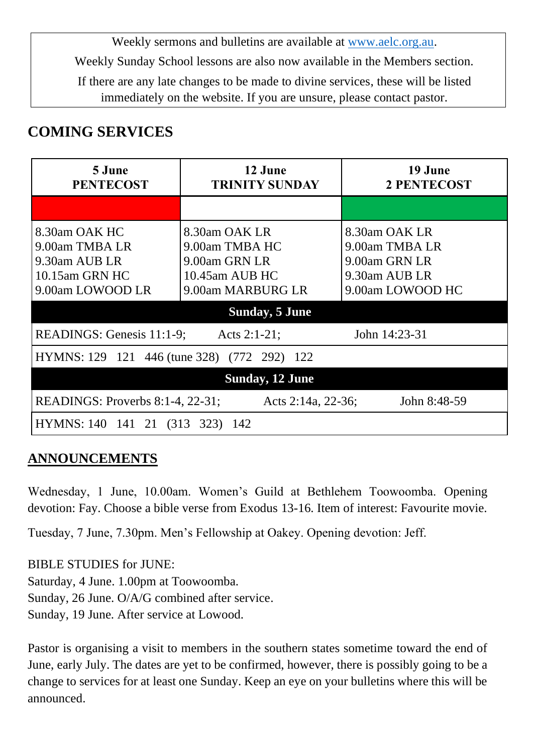Weekly sermons and bulletins are available at www.aelc.org.au.

Weekly Sunday School lessons are also now available in the Members section.

If there are any late changes to be made to divine services, these will be listed immediately on the website. If you are unsure, please contact pastor.

## COMING SERVICES

| 5 June PENTECOST | 12 June TRINITY SUNDAY | 19 June 2 PENTECOST |
|---|---|---|
| | | |
| 8.30am OAK HC<br>9.00am TMBA LR<br>9.30am AUB LR<br>10.15am GRN HC<br>9.00am LOWOOD LR | 8.30am OAK LR<br>9.00am TMBA HC<br>9.00am GRN LR<br>10.45am AUB HC<br>9.00am MARBURG LR | 8.30am OAK LR<br>9.00am TMBA LR<br>9.00am GRN LR<br>9.30am AUB LR<br>9.00am LOWOOD HC |

**Sunday, 5 June**

READINGS: Genesis 11:1-9; Acts 2:1-21; John 14:23-31

HYMNS: 129 121 446 (tune 328) (772 292) 122

**Sunday, 12 June**

READINGS: Proverbs 8:1-4, 22-31; Acts 2:14a, 22-36; John 8:48-59

HYMNS: 140 141 21 (313 323) 142

## ANNOUNCEMENTS

Wednesday, 1 June, 10.00am. Women's Guild at Bethlehem Toowoomba. Opening devotion: Fay. Choose a bible verse from Exodus 13-16. Item of interest: Favourite movie.

Tuesday, 7 June, 7.30pm. Men's Fellowship at Oakey. Opening devotion: Jeff.

BIBLE STUDIES for JUNE:
Saturday, 4 June. 1.00pm at Toowoomba.
Sunday, 26 June. O/A/G combined after service.
Sunday, 19 June. After service at Lowood.

Pastor is organising a visit to members in the southern states sometime toward the end of June, early July. The dates are yet to be confirmed, however, there is possibly going to be a change to services for at least one Sunday. Keep an eye on your bulletins where this will be announced.